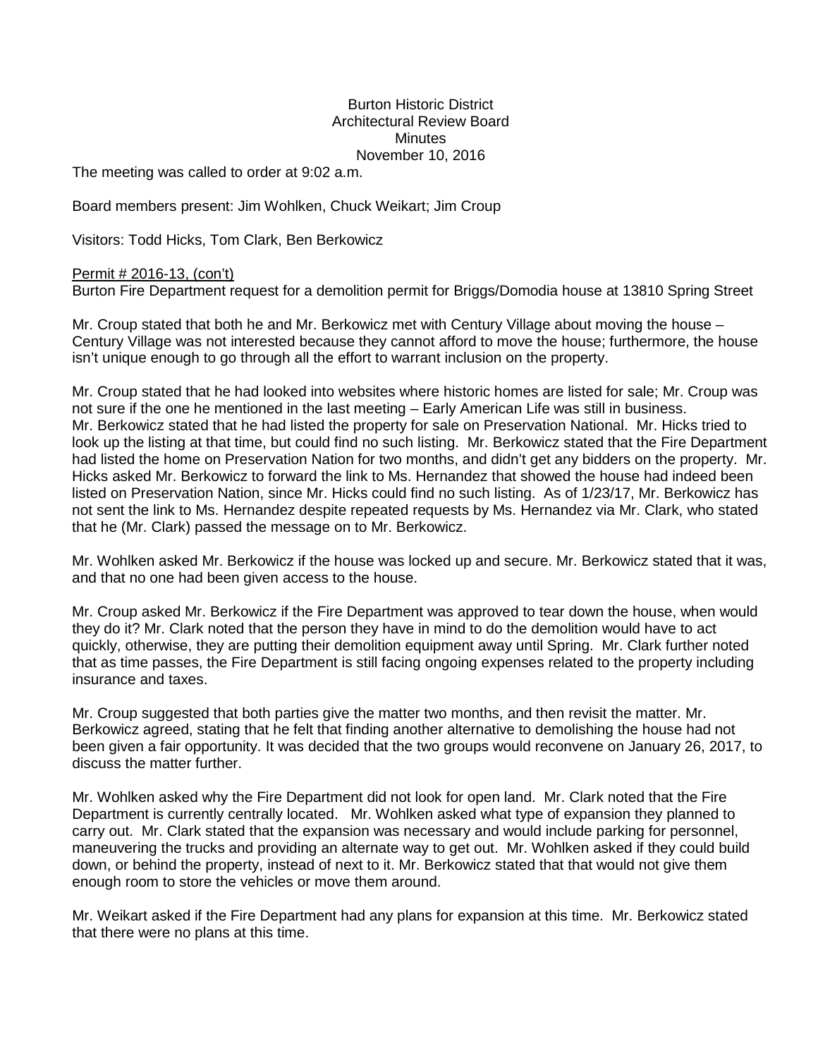Burton Historic District
Architectural Review Board
Minutes
November 10, 2016

The meeting was called to order at 9:02 a.m.

Board members present: Jim Wohlken, Chuck Weikart; Jim Croup

Visitors: Todd Hicks, Tom Clark, Ben Berkowicz

<u>Permit # 2016-13, (con't)</u>
Burton Fire Department request for a demolition permit for Briggs/Domodia house at 13810 Spring Street

Mr. Croup stated that both he and Mr. Berkowicz met with Century Village about moving the house – Century Village was not interested because they cannot afford to move the house; furthermore, the house isn't unique enough to go through all the effort to warrant inclusion on the property.

Mr. Croup stated that he had looked into websites where historic homes are listed for sale; Mr. Croup was not sure if the one he mentioned in the last meeting – Early American Life was still in business. Mr. Berkowicz stated that he had listed the property for sale on Preservation National. Mr. Hicks tried to look up the listing at that time, but could find no such listing. Mr. Berkowicz stated that the Fire Department had listed the home on Preservation Nation for two months, and didn't get any bidders on the property. Mr. Hicks asked Mr. Berkowicz to forward the link to Ms. Hernandez that showed the house had indeed been listed on Preservation Nation, since Mr. Hicks could find no such listing. As of 1/23/17, Mr. Berkowicz has not sent the link to Ms. Hernandez despite repeated requests by Ms. Hernandez via Mr. Clark, who stated that he (Mr. Clark) passed the message on to Mr. Berkowicz.

Mr. Wohlken asked Mr. Berkowicz if the house was locked up and secure. Mr. Berkowicz stated that it was, and that no one had been given access to the house.

Mr. Croup asked Mr. Berkowicz if the Fire Department was approved to tear down the house, when would they do it? Mr. Clark noted that the person they have in mind to do the demolition would have to act quickly, otherwise, they are putting their demolition equipment away until Spring. Mr. Clark further noted that as time passes, the Fire Department is still facing ongoing expenses related to the property including insurance and taxes.

Mr. Croup suggested that both parties give the matter two months, and then revisit the matter. Mr. Berkowicz agreed, stating that he felt that finding another alternative to demolishing the house had not been given a fair opportunity. It was decided that the two groups would reconvene on January 26, 2017, to discuss the matter further.

Mr. Wohlken asked why the Fire Department did not look for open land. Mr. Clark noted that the Fire Department is currently centrally located. Mr. Wohlken asked what type of expansion they planned to carry out. Mr. Clark stated that the expansion was necessary and would include parking for personnel, maneuvering the trucks and providing an alternate way to get out. Mr. Wohlken asked if they could build down, or behind the property, instead of next to it. Mr. Berkowicz stated that that would not give them enough room to store the vehicles or move them around.

Mr. Weikart asked if the Fire Department had any plans for expansion at this time. Mr. Berkowicz stated that there were no plans at this time.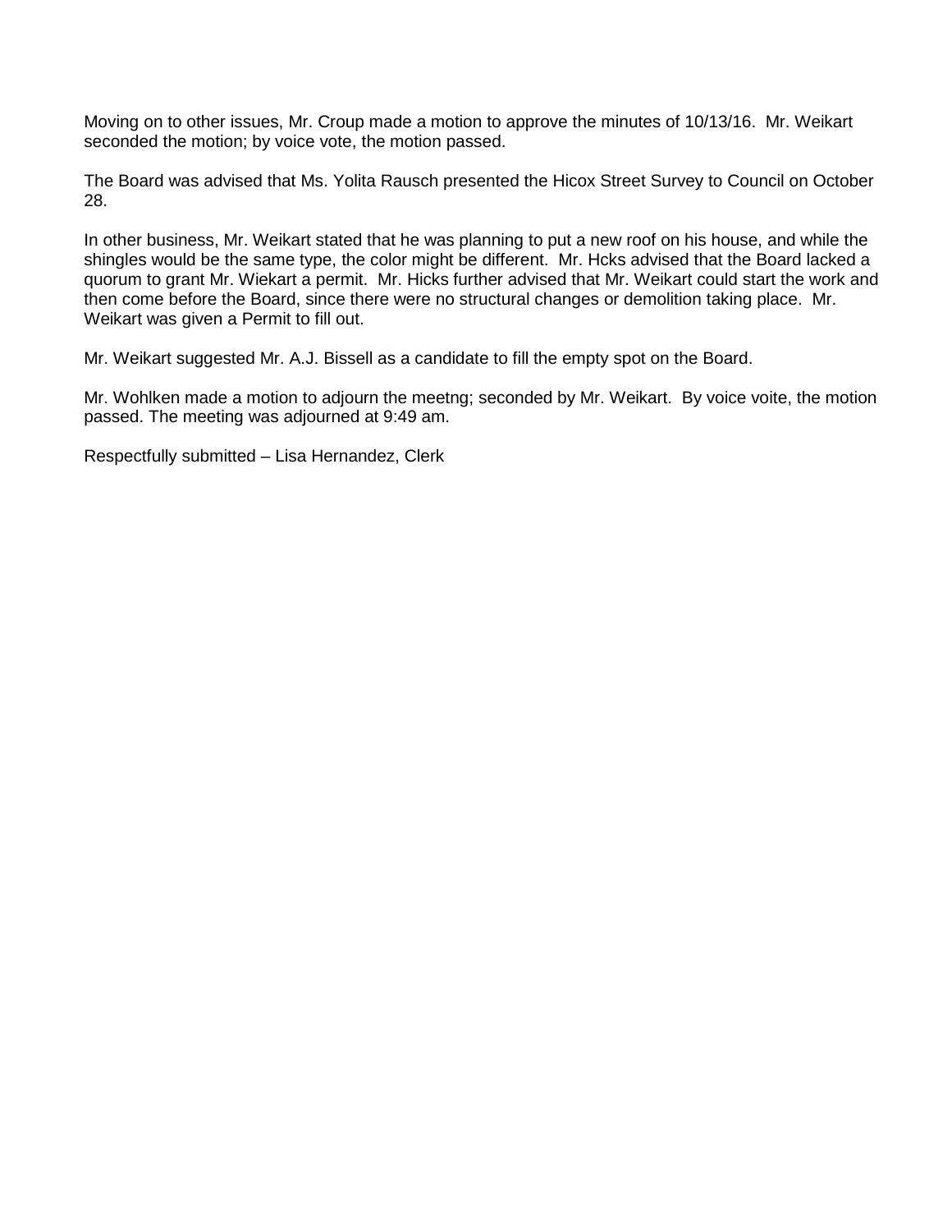Moving on to other issues, Mr. Croup made a motion to approve the minutes of 10/13/16. Mr. Weikart seconded the motion; by voice vote, the motion passed.

The Board was advised that Ms. Yolita Rausch presented the Hicox Street Survey to Council on October 28.

In other business, Mr. Weikart stated that he was planning to put a new roof on his house, and while the shingles would be the same type, the color might be different. Mr. Hcks advised that the Board lacked a quorum to grant Mr. Wiekart a permit. Mr. Hicks further advised that Mr. Weikart could start the work and then come before the Board, since there were no structural changes or demolition taking place. Mr. Weikart was given a Permit to fill out.

Mr. Weikart suggested Mr. A.J. Bissell as a candidate to fill the empty spot on the Board.

Mr. Wohlken made a motion to adjourn the meetng; seconded by Mr. Weikart. By voice voite, the motion passed. The meeting was adjourned at 9:49 am.

Respectfully submitted – Lisa Hernandez, Clerk